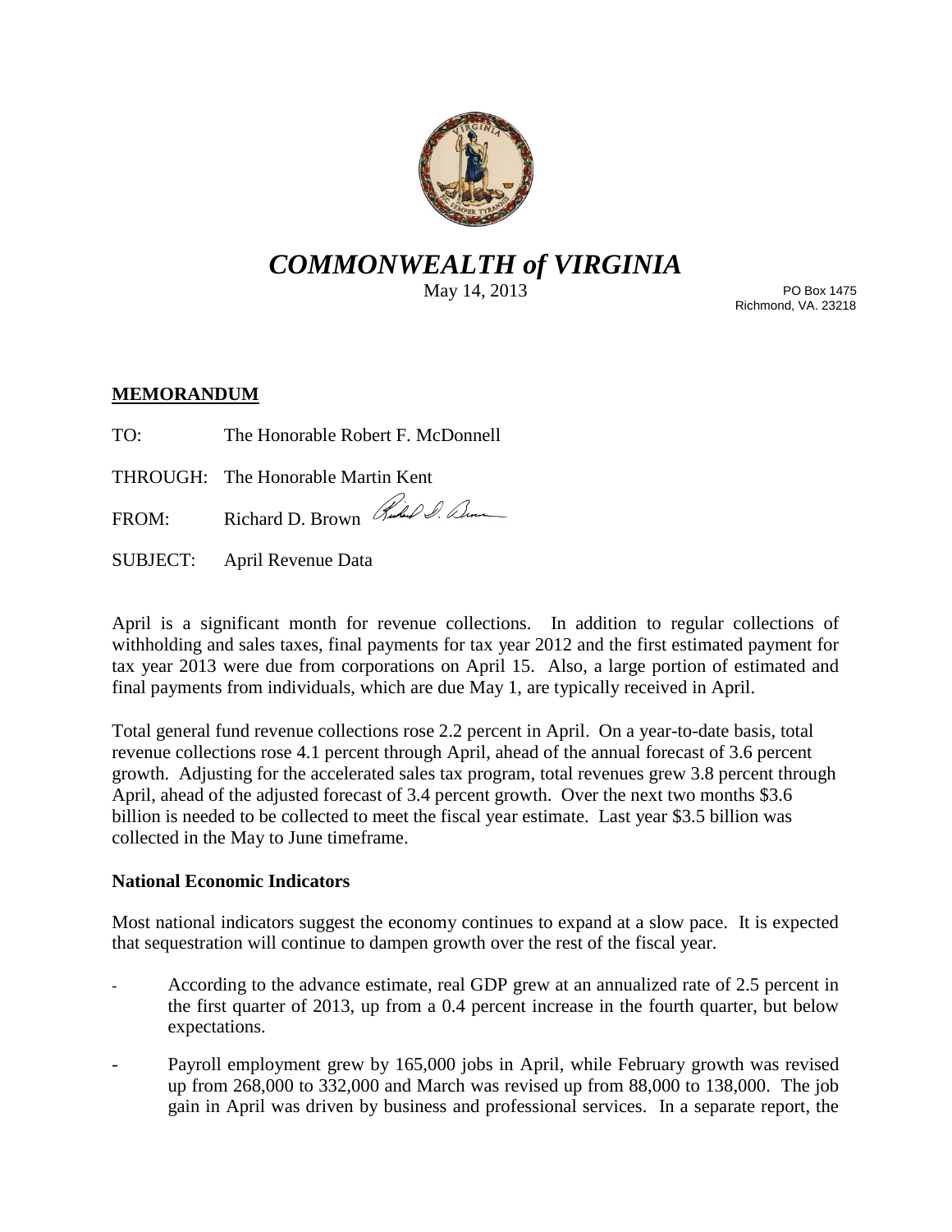# *COMMONWEALTH of VIRGINIA*

May 14, 2013

PO Box 1475
Richmond, VA. 23218

**MEMORANDUM**

TO: The Honorable Robert F. McDonnell

THROUGH: The Honorable Martin Kent

FROM: Richard D. Brown

SUBJECT: April Revenue Data

April is a significant month for revenue collections. In addition to regular collections of withholding and sales taxes, final payments for tax year 2012 and the first estimated payment for tax year 2013 were due from corporations on April 15. Also, a large portion of estimated and final payments from individuals, which are due May 1, are typically received in April.

Total general fund revenue collections rose 2.2 percent in April. On a year-to-date basis, total revenue collections rose 4.1 percent through April, ahead of the annual forecast of 3.6 percent growth. Adjusting for the accelerated sales tax program, total revenues grew 3.8 percent through April, ahead of the adjusted forecast of 3.4 percent growth. Over the next two months $3.6 billion is needed to be collected to meet the fiscal year estimate. Last year $3.5 billion was collected in the May to June timeframe.

**National Economic Indicators**

Most national indicators suggest the economy continues to expand at a slow pace. It is expected that sequestration will continue to dampen growth over the rest of the fiscal year.

- According to the advance estimate, real GDP grew at an annualized rate of 2.5 percent in the first quarter of 2013, up from a 0.4 percent increase in the fourth quarter, but below expectations.
- Payroll employment grew by 165,000 jobs in April, while February growth was revised up from 268,000 to 332,000 and March was revised up from 88,000 to 138,000. The job gain in April was driven by business and professional services. In a separate report, the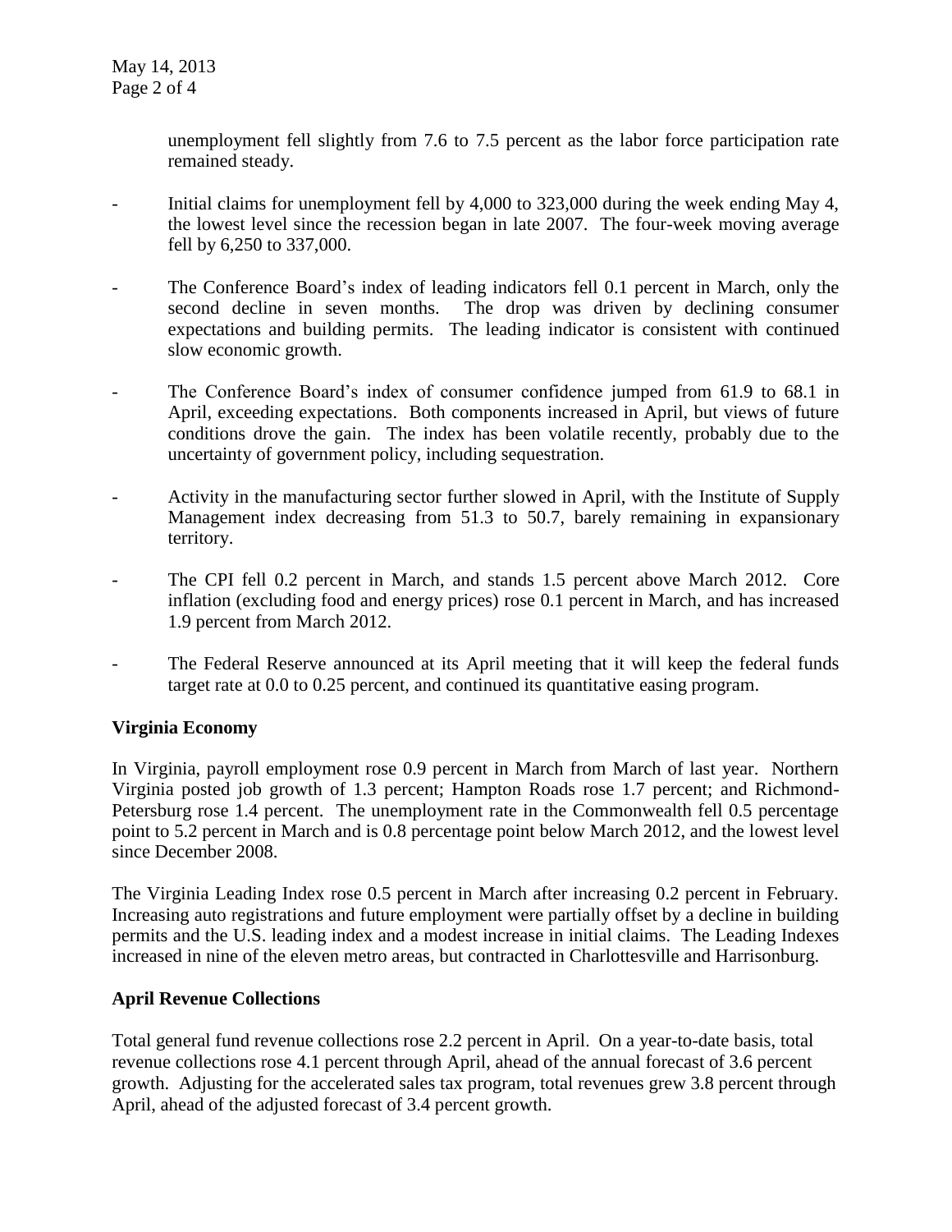unemployment fell slightly from 7.6 to 7.5 percent as the labor force participation rate remained steady.

- Initial claims for unemployment fell by 4,000 to 323,000 during the week ending May 4, the lowest level since the recession began in late 2007. The four-week moving average fell by 6,250 to 337,000.

- The Conference Board's index of leading indicators fell 0.1 percent in March, only the second decline in seven months. The drop was driven by declining consumer expectations and building permits. The leading indicator is consistent with continued slow economic growth.

- The Conference Board's index of consumer confidence jumped from 61.9 to 68.1 in April, exceeding expectations. Both components increased in April, but views of future conditions drove the gain. The index has been volatile recently, probably due to the uncertainty of government policy, including sequestration.

- Activity in the manufacturing sector further slowed in April, with the Institute of Supply Management index decreasing from 51.3 to 50.7, barely remaining in expansionary territory.

- The CPI fell 0.2 percent in March, and stands 1.5 percent above March 2012. Core inflation (excluding food and energy prices) rose 0.1 percent in March, and has increased 1.9 percent from March 2012.

- The Federal Reserve announced at its April meeting that it will keep the federal funds target rate at 0.0 to 0.25 percent, and continued its quantitative easing program.

**Virginia Economy**

In Virginia, payroll employment rose 0.9 percent in March from March of last year. Northern Virginia posted job growth of 1.3 percent; Hampton Roads rose 1.7 percent; and Richmond-Petersburg rose 1.4 percent. The unemployment rate in the Commonwealth fell 0.5 percentage point to 5.2 percent in March and is 0.8 percentage point below March 2012, and the lowest level since December 2008.

The Virginia Leading Index rose 0.5 percent in March after increasing 0.2 percent in February. Increasing auto registrations and future employment were partially offset by a decline in building permits and the U.S. leading index and a modest increase in initial claims. The Leading Indexes increased in nine of the eleven metro areas, but contracted in Charlottesville and Harrisonburg.

**April Revenue Collections**

Total general fund revenue collections rose 2.2 percent in April. On a year-to-date basis, total revenue collections rose 4.1 percent through April, ahead of the annual forecast of 3.6 percent growth. Adjusting for the accelerated sales tax program, total revenues grew 3.8 percent through April, ahead of the adjusted forecast of 3.4 percent growth.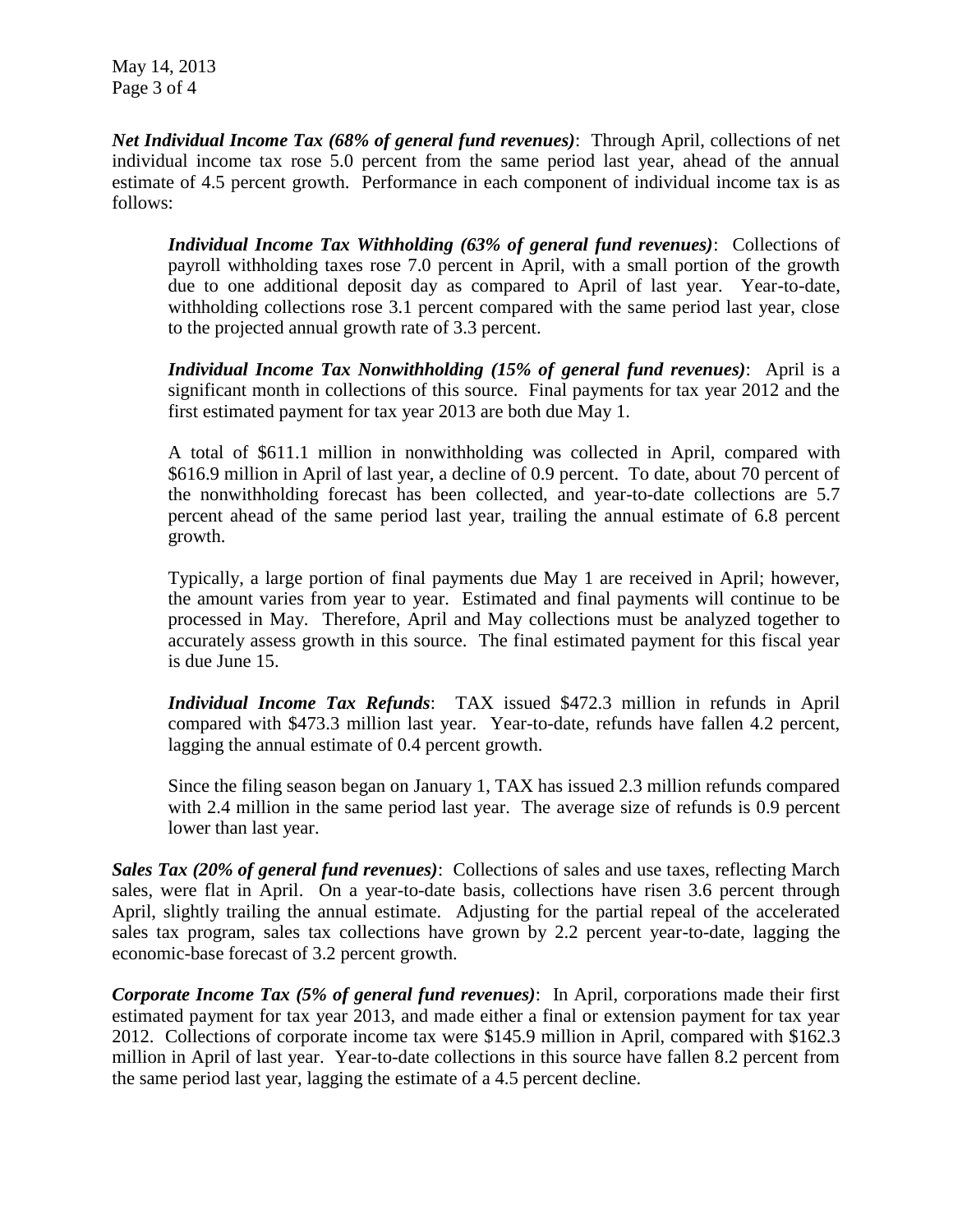***Net Individual Income Tax (68% of general fund revenues)***: Through April, collections of net individual income tax rose 5.0 percent from the same period last year, ahead of the annual estimate of 4.5 percent growth. Performance in each component of individual income tax is as follows:

> ***Individual Income Tax Withholding (63% of general fund revenues)***: Collections of payroll withholding taxes rose 7.0 percent in April, with a small portion of the growth due to one additional deposit day as compared to April of last year. Year-to-date, withholding collections rose 3.1 percent compared with the same period last year, close to the projected annual growth rate of 3.3 percent.
>
> ***Individual Income Tax Nonwithholding (15% of general fund revenues)***: April is a significant month in collections of this source. Final payments for tax year 2012 and the first estimated payment for tax year 2013 are both due May 1.
>
> A total of $611.1 million in nonwithholding was collected in April, compared with $616.9 million in April of last year, a decline of 0.9 percent. To date, about 70 percent of the nonwithholding forecast has been collected, and year-to-date collections are 5.7 percent ahead of the same period last year, trailing the annual estimate of 6.8 percent growth.
>
> Typically, a large portion of final payments due May 1 are received in April; however, the amount varies from year to year. Estimated and final payments will continue to be processed in May. Therefore, April and May collections must be analyzed together to accurately assess growth in this source. The final estimated payment for this fiscal year is due June 15.
>
> ***Individual Income Tax Refunds***: TAX issued $472.3 million in refunds in April compared with $473.3 million last year. Year-to-date, refunds have fallen 4.2 percent, lagging the annual estimate of 0.4 percent growth.
>
> Since the filing season began on January 1, TAX has issued 2.3 million refunds compared with 2.4 million in the same period last year. The average size of refunds is 0.9 percent lower than last year.

***Sales Tax (20% of general fund revenues)***: Collections of sales and use taxes, reflecting March sales, were flat in April. On a year-to-date basis, collections have risen 3.6 percent through April, slightly trailing the annual estimate. Adjusting for the partial repeal of the accelerated sales tax program, sales tax collections have grown by 2.2 percent year-to-date, lagging the economic-base forecast of 3.2 percent growth.

***Corporate Income Tax (5% of general fund revenues)***: In April, corporations made their first estimated payment for tax year 2013, and made either a final or extension payment for tax year 2012. Collections of corporate income tax were $145.9 million in April, compared with $162.3 million in April of last year. Year-to-date collections in this source have fallen 8.2 percent from the same period last year, lagging the estimate of a 4.5 percent decline.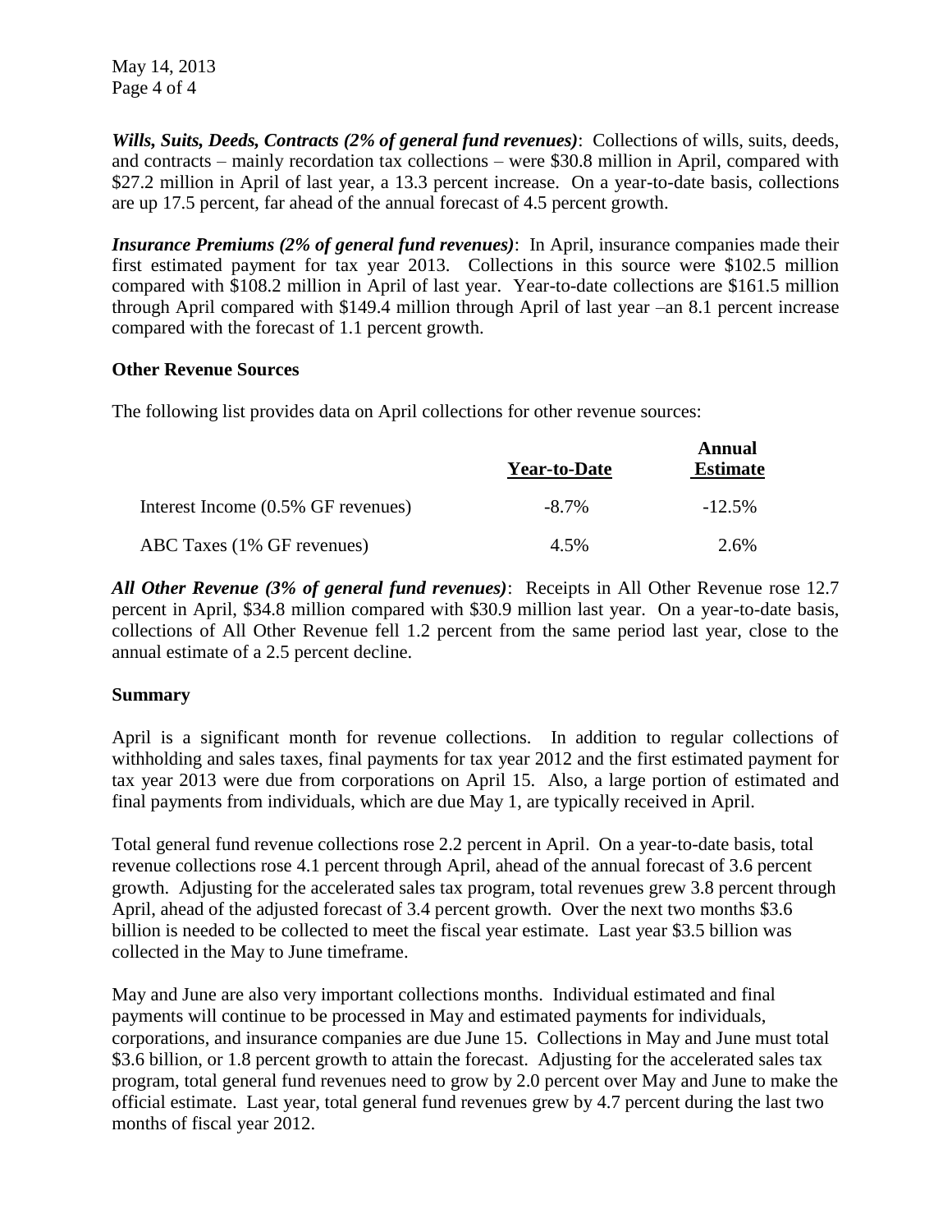*Wills, Suits, Deeds, Contracts (2% of general fund revenues)*: Collections of wills, suits, deeds, and contracts – mainly recordation tax collections – were $30.8 million in April, compared with $27.2 million in April of last year, a 13.3 percent increase. On a year-to-date basis, collections are up 17.5 percent, far ahead of the annual forecast of 4.5 percent growth.

*Insurance Premiums (2% of general fund revenues)*: In April, insurance companies made their first estimated payment for tax year 2013. Collections in this source were $102.5 million compared with $108.2 million in April of last year. Year-to-date collections are $161.5 million through April compared with $149.4 million through April of last year –an 8.1 percent increase compared with the forecast of 1.1 percent growth.

**Other Revenue Sources**

The following list provides data on April collections for other revenue sources:

| | Year-to-Date | Annual Estimate |
|---|---|---|
| Interest Income (0.5% GF revenues) | -8.7% | -12.5% |
| ABC Taxes (1% GF revenues) | 4.5% | 2.6% |

*All Other Revenue (3% of general fund revenues)*: Receipts in All Other Revenue rose 12.7 percent in April, $34.8 million compared with $30.9 million last year. On a year-to-date basis, collections of All Other Revenue fell 1.2 percent from the same period last year, close to the annual estimate of a 2.5 percent decline.

**Summary**

April is a significant month for revenue collections. In addition to regular collections of withholding and sales taxes, final payments for tax year 2012 and the first estimated payment for tax year 2013 were due from corporations on April 15. Also, a large portion of estimated and final payments from individuals, which are due May 1, are typically received in April.

Total general fund revenue collections rose 2.2 percent in April. On a year-to-date basis, total revenue collections rose 4.1 percent through April, ahead of the annual forecast of 3.6 percent growth. Adjusting for the accelerated sales tax program, total revenues grew 3.8 percent through April, ahead of the adjusted forecast of 3.4 percent growth. Over the next two months $3.6 billion is needed to be collected to meet the fiscal year estimate. Last year $3.5 billion was collected in the May to June timeframe.

May and June are also very important collections months. Individual estimated and final payments will continue to be processed in May and estimated payments for individuals, corporations, and insurance companies are due June 15. Collections in May and June must total $3.6 billion, or 1.8 percent growth to attain the forecast. Adjusting for the accelerated sales tax program, total general fund revenues need to grow by 2.0 percent over May and June to make the official estimate. Last year, total general fund revenues grew by 4.7 percent during the last two months of fiscal year 2012.